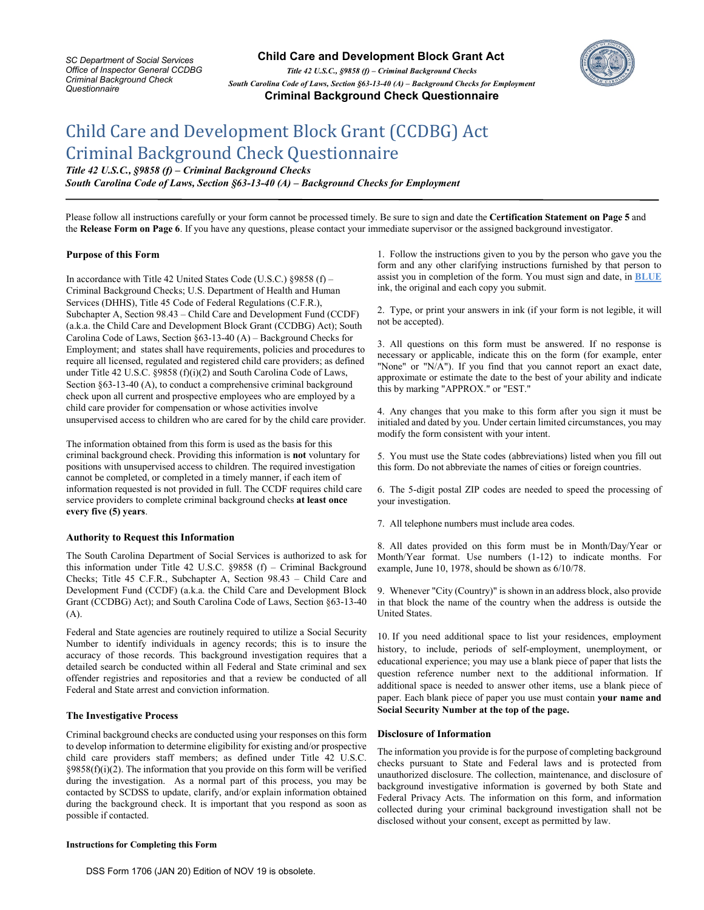# Child Care and Development Block Grant (CCDBG) Act Criminal Background Check Questionnaire

***Title 42 U.S.C., §9858 (f) – Criminal Background Checks***
***South Carolina Code of Laws, Section §63-13-40 (A) – Background Checks for Employment***

Please follow all instructions carefully or your form cannot be processed timely. Be sure to sign and date the **Certification Statement on Page 5** and the **Release Form on Page 6**. If you have any questions, please contact your immediate supervisor or the assigned background investigator.

### Purpose of this Form

In accordance with Title 42 United States Code (U.S.C.) §9858 (f) – Criminal Background Checks; U.S. Department of Health and Human Services (DHHS), Title 45 Code of Federal Regulations (C.F.R.), Subchapter A, Section 98.43 – Child Care and Development Fund (CCDF) (a.k.a. the Child Care and Development Block Grant (CCDBG) Act); South Carolina Code of Laws, Section §63-13-40 (A) – Background Checks for Employment; and states shall have requirements, policies and procedures to require all licensed, regulated and registered child care providers; as defined under Title 42 U.S.C. §9858 (f)(i)(2) and South Carolina Code of Laws, Section §63-13-40 (A), to conduct a comprehensive criminal background check upon all current and prospective employees who are employed by a child care provider for compensation or whose activities involve unsupervised access to children who are cared for by the child care provider.

The information obtained from this form is used as the basis for this criminal background check. Providing this information is **not** voluntary for positions with unsupervised access to children. The required investigation cannot be completed, or completed in a timely manner, if each item of information requested is not provided in full. The CCDF requires child care service providers to complete criminal background checks **at least once every five (5) years**.

### Authority to Request this Information

The South Carolina Department of Social Services is authorized to ask for this information under Title 42 U.S.C. §9858 (f) – Criminal Background Checks; Title 45 C.F.R., Subchapter A, Section 98.43 – Child Care and Development Fund (CCDF) (a.k.a. the Child Care and Development Block Grant (CCDBG) Act); and South Carolina Code of Laws, Section §63-13-40 (A).

Federal and State agencies are routinely required to utilize a Social Security Number to identify individuals in agency records; this is to insure the accuracy of those records. This background investigation requires that a detailed search be conducted within all Federal and State criminal and sex offender registries and repositories and that a review be conducted of all Federal and State arrest and conviction information.

### The Investigative Process

Criminal background checks are conducted using your responses on this form to develop information to determine eligibility for existing and/or prospective child care providers staff members; as defined under Title 42 U.S.C. §9858(f)(i)(2). The information that you provide on this form will be verified during the investigation. As a normal part of this process, you may be contacted by SCDSS to update, clarify, and/or explain information obtained during the background check. It is important that you respond as soon as possible if contacted.

#### Instructions for Completing this Form

1. Follow the instructions given to you by the person who gave you the form and any other clarifying instructions furnished by that person to assist you in completion of the form. You must sign and date, in **BLUE** ink, the original and each copy you submit.

2. Type, or print your answers in ink (if your form is not legible, it will not be accepted).

3. All questions on this form must be answered. If no response is necessary or applicable, indicate this on the form (for example, enter "None" or "N/A"). If you find that you cannot report an exact date, approximate or estimate the date to the best of your ability and indicate this by marking "APPROX." or "EST."

4. Any changes that you make to this form after you sign it must be initialed and dated by you. Under certain limited circumstances, you may modify the form consistent with your intent.

5. You must use the State codes (abbreviations) listed when you fill out this form. Do not abbreviate the names of cities or foreign countries.

6. The 5-digit postal ZIP codes are needed to speed the processing of your investigation.

7. All telephone numbers must include area codes.

8. All dates provided on this form must be in Month/Day/Year or Month/Year format. Use numbers (1-12) to indicate months. For example, June 10, 1978, should be shown as 6/10/78.

9. Whenever "City (Country)" is shown in an address block, also provide in that block the name of the country when the address is outside the United States.

10. If you need additional space to list your residences, employment history, to include, periods of self-employment, unemployment, or educational experience; you may use a blank piece of paper that lists the question reference number next to the additional information. If additional space is needed to answer other items, use a blank piece of paper. Each blank piece of paper you use must contain **your name and Social Security Number at the top of the page.**

### Disclosure of Information

The information you provide is for the purpose of completing background checks pursuant to State and Federal laws and is protected from unauthorized disclosure. The collection, maintenance, and disclosure of background investigative information is governed by both State and Federal Privacy Acts. The information on this form, and information collected during your criminal background investigation shall not be disclosed without your consent, except as permitted by law.

DSS Form 1706 (JAN 20) Edition of NOV 19 is obsolete.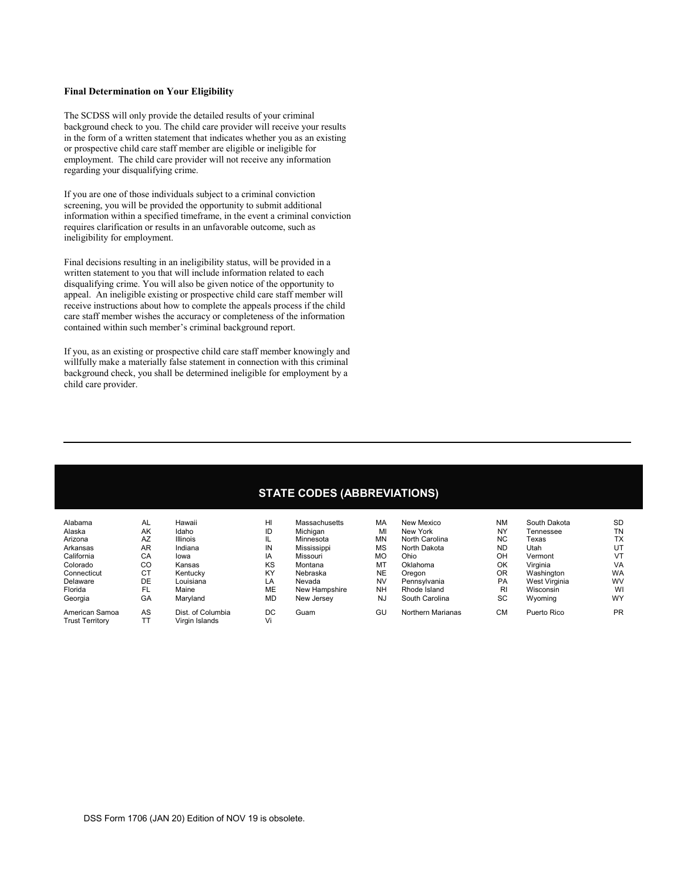**Final Determination on Your Eligibility**

The SCDSS will only provide the detailed results of your criminal background check to you. The child care provider will receive your results in the form of a written statement that indicates whether you as an existing or prospective child care staff member are eligible or ineligible for employment. The child care provider will not receive any information regarding your disqualifying crime.

If you are one of those individuals subject to a criminal conviction screening, you will be provided the opportunity to submit additional information within a specified timeframe, in the event a criminal conviction requires clarification or results in an unfavorable outcome, such as ineligibility for employment.

Final decisions resulting in an ineligibility status, will be provided in a written statement to you that will include information related to each disqualifying crime. You will also be given notice of the opportunity to appeal. An ineligible existing or prospective child care staff member will receive instructions about how to complete the appeals process if the child care staff member wishes the accuracy or completeness of the information contained within such member's criminal background report.

If you, as an existing or prospective child care staff member knowingly and willfully make a materially false statement in connection with this criminal background check, you shall be determined ineligible for employment by a child care provider.

---

## STATE CODES (ABBREVIATIONS)

| State | Code | State | Code | State | Code | State | Code | State | Code |
|---|---|---|---|---|---|---|---|---|---|
| Alabama | AL | Hawaii | HI | Massachusetts | MA | New Mexico | NM | South Dakota | SD |
| Alaska | AK | Idaho | ID | Michigan | MI | New York | NY | Tennessee | TN |
| Arizona | AZ | Illinois | IL | Minnesota | MN | North Carolina | NC | Texas | TX |
| Arkansas | AR | Indiana | IN | Mississippi | MS | North Dakota | ND | Utah | UT |
| California | CA | Iowa | IA | Missouri | MO | Ohio | OH | Vermont | VT |
| Colorado | CO | Kansas | KS | Montana | MT | Oklahoma | OK | Virginia | VA |
| Connecticut | CT | Kentucky | KY | Nebraska | NE | Oregon | OR | Washington | WA |
| Delaware | DE | Louisiana | LA | Nevada | NV | Pennsylvania | PA | West Virginia | WV |
| Florida | FL | Maine | ME | New Hampshire | NH | Rhode Island | RI | Wisconsin | WI |
| Georgia | GA | Maryland | MD | New Jersey | NJ | South Carolina | SC | Wyoming | WY |
| American Samoa | AS | Dist. of Columbia | DC | Guam | GU | Northern Marianas | CM | Puerto Rico | PR |
| Trust Territory | TT | Virgin Islands | Vi | | | | | | |

DSS Form 1706 (JAN 20) Edition of NOV 19 is obsolete.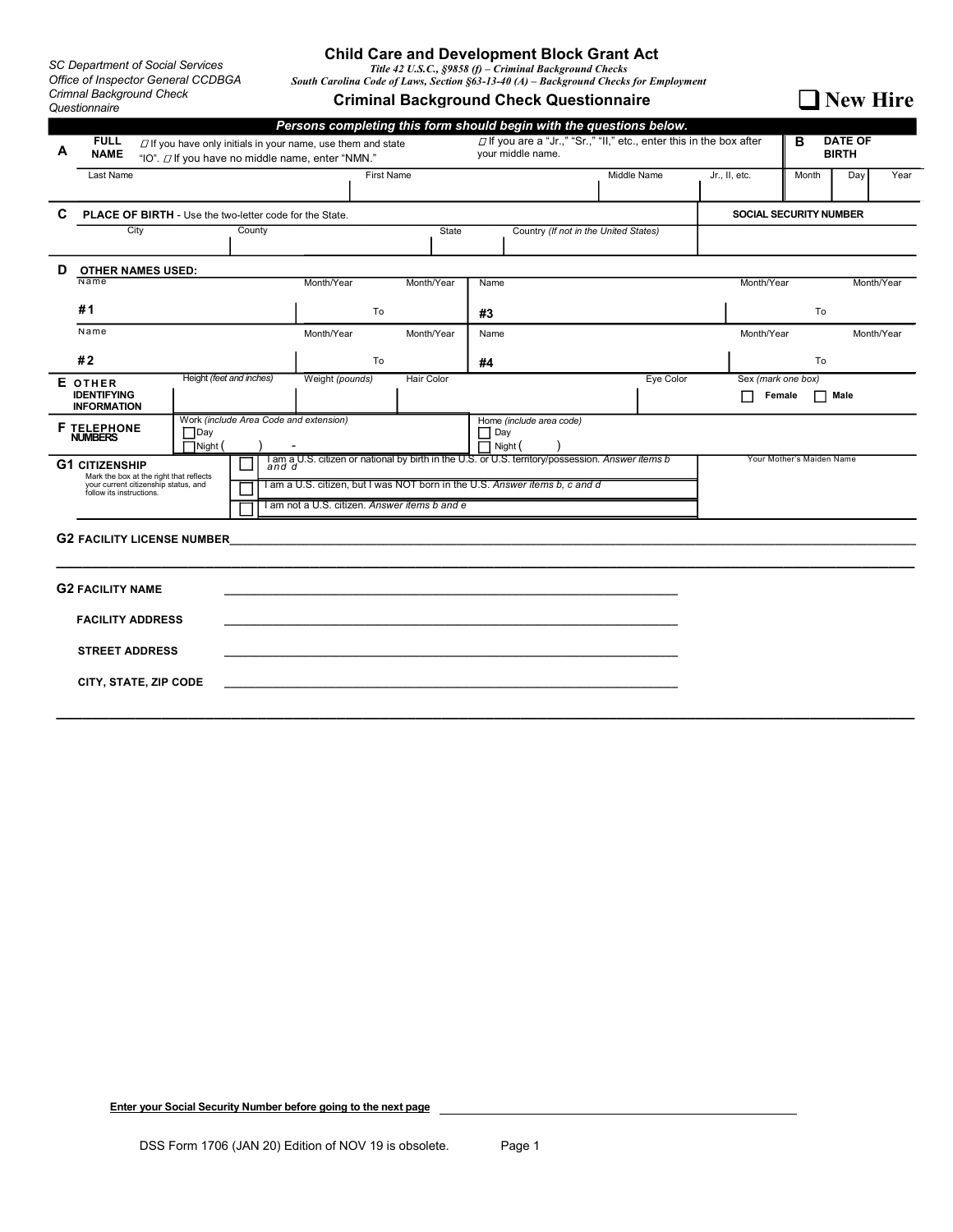SC Department of Social Services
Office of Inspector General CCDBGA
Crimnal Background Check Questionnaire

# Child Care and Development Block Grant Act

*Title 42 U.S.C., §9858 (f) – Criminal Background Checks*
*South Carolina Code of Laws, Section §63-13-40 (A) – Background Checks for Employment*

## Criminal Background Check Questionnaire

❑ **New Hire**

***Persons completing this form should begin with the questions below.***

| **A** | **FULL NAME** ☐ If you have only initials in your name, use them and state "IO". ☐ If you have no middle name, enter "NMN." | | ☐ If you are a "Jr.," "Sr.," "II," etc., enter this in the box after your middle name. | | **B** **DATE OF BIRTH** | | |
|---|---|---|---|---|---|---|---|
| | Last Name | First Name | Middle Name | Jr., II, etc. | Month | Day | Year |
| | | | | | | | |

| **C** | **PLACE OF BIRTH** - Use the two-letter code for the State. | | | | **SOCIAL SECURITY NUMBER** |
|---|---|---|---|---|---|
| | City | County | State | Country *(If not in the United States)* | |
| | | | | | |

**D OTHER NAMES USED:**

| | Name | Month/Year | Month/Year | Name | Month/Year | Month/Year |
|---|---|---|---|---|---|---|
| **#1** | | | To | **#3** | | To |
| **#2** | | | To | **#4** | | To |

| **E OTHER IDENTIFYING INFORMATION** | Height *(feet and inches)* | Weight *(pounds)* | Hair Color | Eye Color | Sex *(mark one box)* ☐ **Female** ☐ **Male** |
|---|---|---|---|---|---|
| | | | | | |

| **F TELEPHONE NUMBERS** | Work *(include Area Code and extension)* ☐ Day ☐ Night ( ) - | Home *(include area code)* ☐ Day ☐ Night ( ) |
|---|---|---|

**G1 CITIZENSHIP**
Mark the box at the right that reflects your current citizenship status, and follow its instructions.

- ☐ I am a U.S. citizen or national by birth in the U.S. or U.S. territory/possession. *Answer items b and d*
- ☐ I am a U.S. citizen, but I was NOT born in the U.S. *Answer items b, c and d*
- ☐ I am not a U.S. citizen. *Answer items b and e*

Your Mother's Maiden Name ______________________

**G2 FACILITY LICENSE NUMBER**______________________________________________

**G2 FACILITY NAME** ______________________________________________

**FACILITY ADDRESS** ______________________________________________

**STREET ADDRESS** ______________________________________________

**CITY, STATE, ZIP CODE** ______________________________________________

**Enter your Social Security Number before going to the next page** ______________________

DSS Form 1706 (JAN 20) Edition of NOV 19 is obsolete.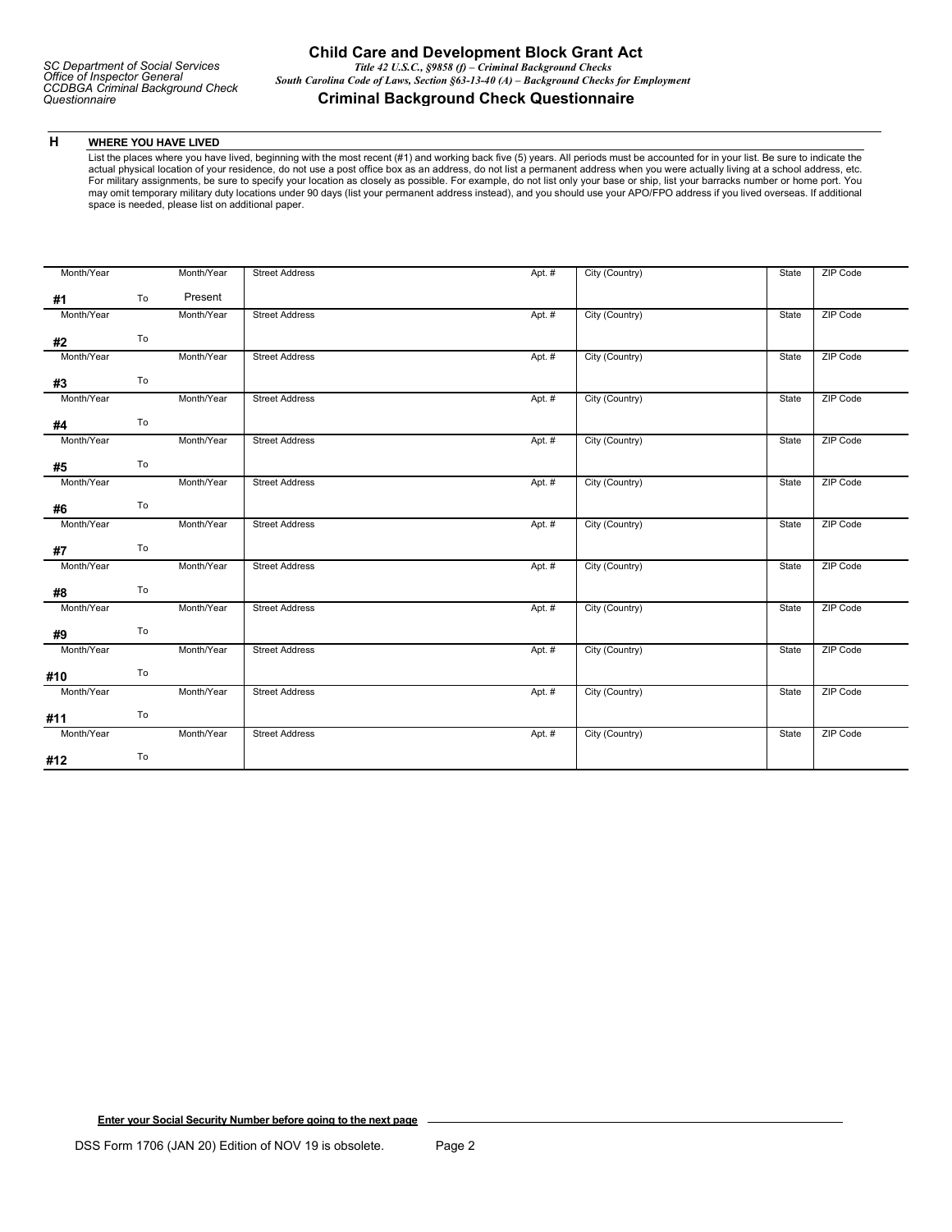SC Department of Social Services
Office of Inspector General
CCDBGA Criminal Background Check Questionnaire

# Child Care and Development Block Grant Act

*Title 42 U.S.C., §9858 (f) – Criminal Background Checks*
*South Carolina Code of Laws, Section §63-13-40 (A) – Background Checks for Employment*

## Criminal Background Check Questionnaire

### H WHERE YOU HAVE LIVED

List the places where you have lived, beginning with the most recent (#1) and working back five (5) years. All periods must be accounted for in your list. Be sure to indicate the actual physical location of your residence, do not use a post office box as an address, do not list a permanent address when you were actually living at a school address, etc. For military assignments, be sure to specify your location as closely as possible. For example, do not list only your base or ship, list your barracks number or home port. You may omit temporary military duty locations under 90 days (list your permanent address instead), and you should use your APO/FPO address if you lived overseas. If additional space is needed, please list on additional paper.

| # | Month/Year | | Month/Year | Street Address | Apt. # | City (Country) | State | ZIP Code |
|---|---|---|---|---|---|---|---|---|
| #1 | | To | Present | | | | | |
| #2 | | To | | | | | | |
| #3 | | To | | | | | | |
| #4 | | To | | | | | | |
| #5 | | To | | | | | | |
| #6 | | To | | | | | | |
| #7 | | To | | | | | | |
| #8 | | To | | | | | | |
| #9 | | To | | | | | | |
| #10 | | To | | | | | | |
| #11 | | To | | | | | | |
| #12 | | To | | | | | | |

**Enter your Social Security Number before going to the next page** ______________________

DSS Form 1706 (JAN 20) Edition of NOV 19 is obsolete.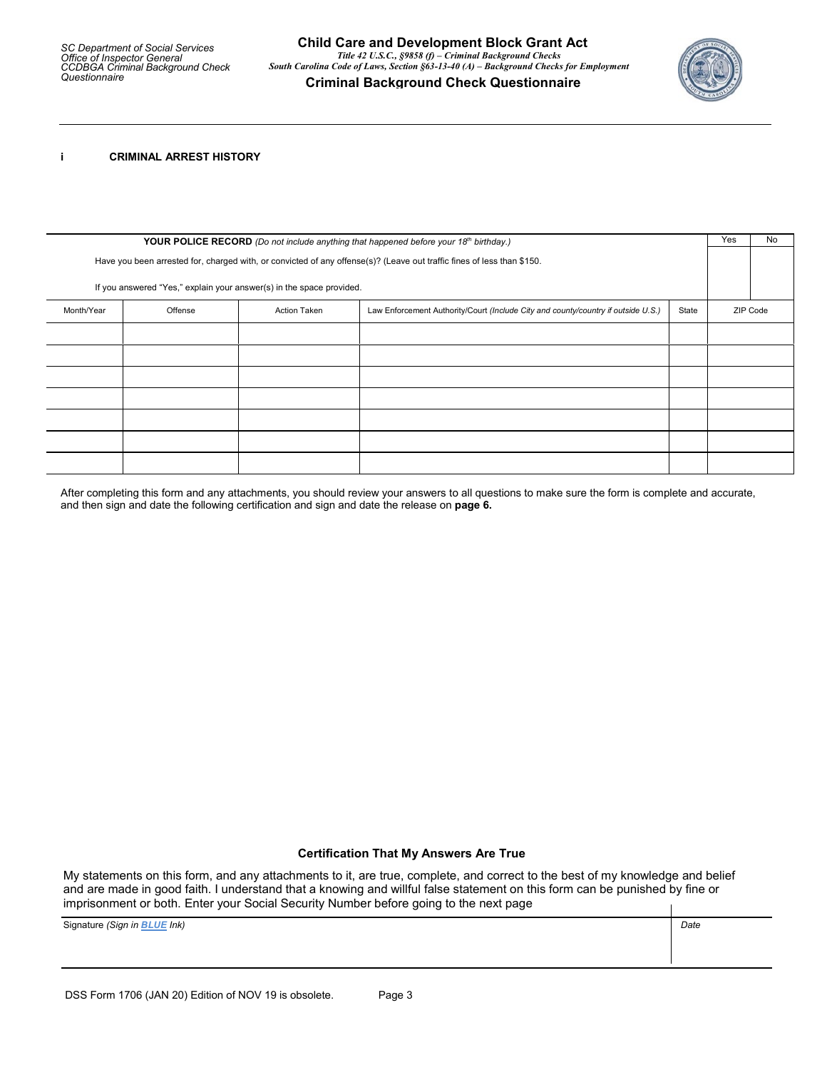i **CRIMINAL ARREST HISTORY**

| **YOUR POLICE RECORD** *(Do not include anything that happened before your 18th birthday.)*<br><br>Have you been arrested for, charged with, or convicted of any offense(s)? (Leave out traffic fines of less than $150.<br><br>If you answered "Yes," explain your answer(s) in the space provided. | | | | | Yes | No |
|---|---|---|---|---|---|---|
| Month/Year | Offense | Action Taken | Law Enforcement Authority/Court *(Include City and county/country if outside U.S.)* | State | ZIP Code | |
| | | | | | | |
| | | | | | | |
| | | | | | | |
| | | | | | | |
| | | | | | | |
| | | | | | | |
| | | | | | | |

After completing this form and any attachments, you should review your answers to all questions to make sure the form is complete and accurate, and then sign and date the following certification and sign and date the release on **page 6.**

### Certification That My Answers Are True

My statements on this form, and any attachments to it, are true, complete, and correct to the best of my knowledge and belief and are made in good faith. I understand that a knowing and willful false statement on this form can be punished by fine or imprisonment or both. Enter your Social Security Number before going to the next page

| Signature *(Sign in **BLUE** Ink)* | *Date* |
|---|---|
| | |

DSS Form 1706 (JAN 20) Edition of NOV 19 is obsolete.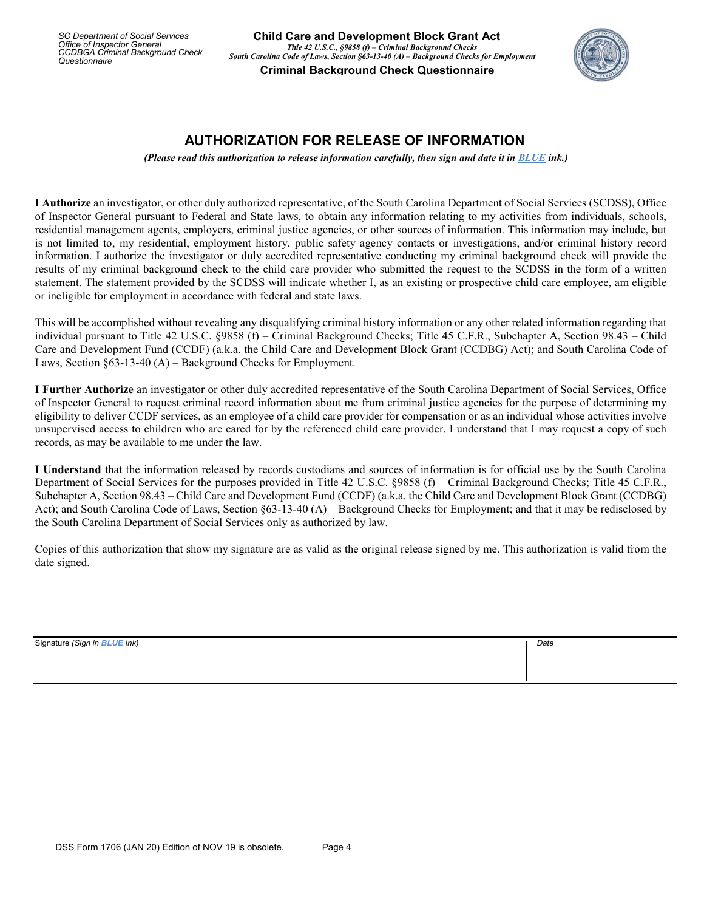# AUTHORIZATION FOR RELEASE OF INFORMATION

*(Please read this authorization to release information carefully, then sign and date it in BLUE ink.)*

**I Authorize** an investigator, or other duly authorized representative, of the South Carolina Department of Social Services (SCDSS), Office of Inspector General pursuant to Federal and State laws, to obtain any information relating to my activities from individuals, schools, residential management agents, employers, criminal justice agencies, or other sources of information. This information may include, but is not limited to, my residential, employment history, public safety agency contacts or investigations, and/or criminal history record information. I authorize the investigator or duly accredited representative conducting my criminal background check will provide the results of my criminal background check to the child care provider who submitted the request to the SCDSS in the form of a written statement. The statement provided by the SCDSS will indicate whether I, as an existing or prospective child care employee, am eligible or ineligible for employment in accordance with federal and state laws.

This will be accomplished without revealing any disqualifying criminal history information or any other related information regarding that individual pursuant to Title 42 U.S.C. §9858 (f) – Criminal Background Checks; Title 45 C.F.R., Subchapter A, Section 98.43 – Child Care and Development Fund (CCDF) (a.k.a. the Child Care and Development Block Grant (CCDBG) Act); and South Carolina Code of Laws, Section §63-13-40 (A) – Background Checks for Employment.

**I Further Authorize** an investigator or other duly accredited representative of the South Carolina Department of Social Services, Office of Inspector General to request criminal record information about me from criminal justice agencies for the purpose of determining my eligibility to deliver CCDF services, as an employee of a child care provider for compensation or as an individual whose activities involve unsupervised access to children who are cared for by the referenced child care provider. I understand that I may request a copy of such records, as may be available to me under the law.

**I Understand** that the information released by records custodians and sources of information is for official use by the South Carolina Department of Social Services for the purposes provided in Title 42 U.S.C. §9858 (f) – Criminal Background Checks; Title 45 C.F.R., Subchapter A, Section 98.43 – Child Care and Development Fund (CCDF) (a.k.a. the Child Care and Development Block Grant (CCDBG) Act); and South Carolina Code of Laws, Section §63-13-40 (A) – Background Checks for Employment; and that it may be redisclosed by the South Carolina Department of Social Services only as authorized by law.

Copies of this authorization that show my signature are as valid as the original release signed by me. This authorization is valid from the date signed.

| Signature *(Sign in BLUE Ink)* | *Date* |
| --- | --- |
| | |

DSS Form 1706 (JAN 20) Edition of NOV 19 is obsolete.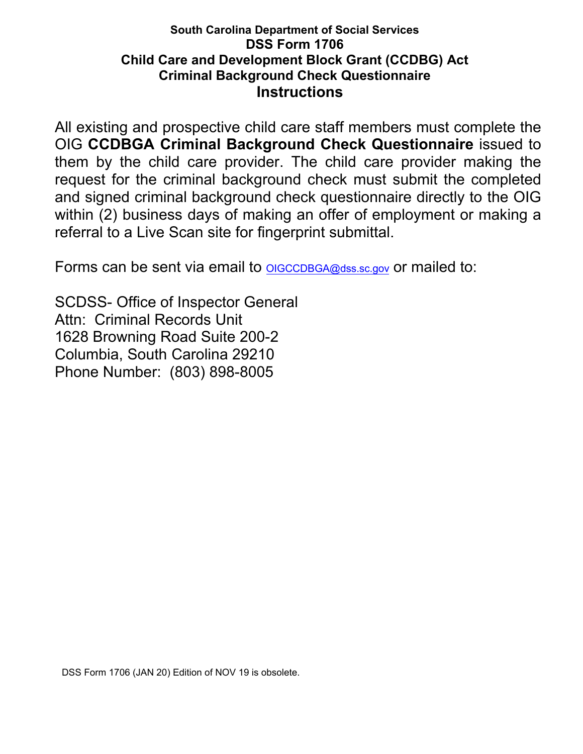**South Carolina Department of Social Services**
**DSS Form 1706**
**Child Care and Development Block Grant (CCDBG) Act**
**Criminal Background Check Questionnaire**

# Instructions

All existing and prospective child care staff members must complete the OIG **CCDBGA Criminal Background Check Questionnaire** issued to them by the child care provider. The child care provider making the request for the criminal background check must submit the completed and signed criminal background check questionnaire directly to the OIG within (2) business days of making an offer of employment or making a referral to a Live Scan site for fingerprint submittal.

Forms can be sent via email to OIGCCDBGA@dss.sc.gov or mailed to:

SCDSS- Office of Inspector General
Attn: Criminal Records Unit
1628 Browning Road Suite 200-2
Columbia, South Carolina 29210
Phone Number: (803) 898-8005

DSS Form 1706 (JAN 20) Edition of NOV 19 is obsolete.